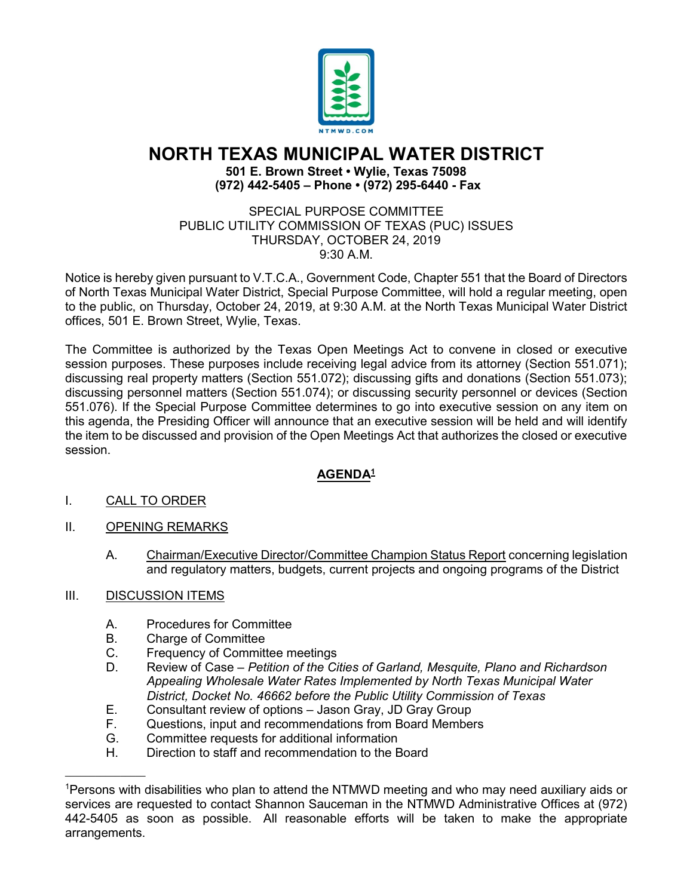# NORTH TEXAS MUNICIPAL WATER DISTRICT

**501 E. Brown Street • Wylie, Texas 75098**
**(972) 442-5405 – Phone • (972) 295-6440 - Fax**

SPECIAL PURPOSE COMMITTEE
PUBLIC UTILITY COMMISSION OF TEXAS (PUC) ISSUES
THURSDAY, OCTOBER 24, 2019
9:30 A.M.

Notice is hereby given pursuant to V.T.C.A., Government Code, Chapter 551 that the Board of Directors of North Texas Municipal Water District, Special Purpose Committee, will hold a regular meeting, open to the public, on Thursday, October 24, 2019, at 9:30 A.M. at the North Texas Municipal Water District offices, 501 E. Brown Street, Wylie, Texas.

The Committee is authorized by the Texas Open Meetings Act to convene in closed or executive session purposes. These purposes include receiving legal advice from its attorney (Section 551.071); discussing real property matters (Section 551.072); discussing gifts and donations (Section 551.073); discussing personnel matters (Section 551.074); or discussing security personnel or devices (Section 551.076). If the Special Purpose Committee determines to go into executive session on any item on this agenda, the Presiding Officer will announce that an executive session will be held and will identify the item to be discussed and provision of the Open Meetings Act that authorizes the closed or executive session.

## AGENDA[1]

I. CALL TO ORDER

II. OPENING REMARKS

A. Chairman/Executive Director/Committee Champion Status Report concerning legislation and regulatory matters, budgets, current projects and ongoing programs of the District

III. DISCUSSION ITEMS

A. Procedures for Committee
B. Charge of Committee
C. Frequency of Committee meetings
D. Review of Case – *Petition of the Cities of Garland, Mesquite, Plano and Richardson Appealing Wholesale Water Rates Implemented by North Texas Municipal Water District, Docket No. 46662 before the Public Utility Commission of Texas*
E. Consultant review of options – Jason Gray, JD Gray Group
F. Questions, input and recommendations from Board Members
G. Committee requests for additional information
H. Direction to staff and recommendation to the Board

---

[1]Persons with disabilities who plan to attend the NTMWD meeting and who may need auxiliary aids or services are requested to contact Shannon Sauceman in the NTMWD Administrative Offices at (972) 442-5405 as soon as possible. All reasonable efforts will be taken to make the appropriate arrangements.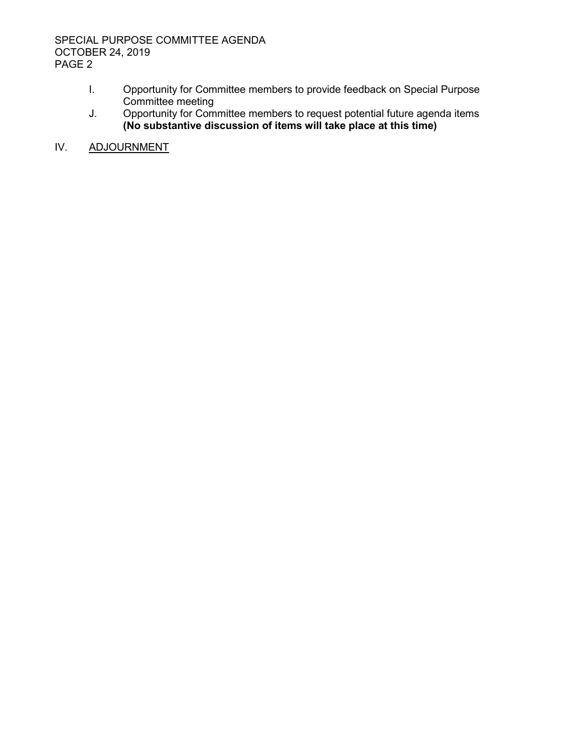I. Opportunity for Committee members to provide feedback on Special Purpose Committee meeting

J. Opportunity for Committee members to request potential future agenda items **(No substantive discussion of items will take place at this time)**

IV. ADJOURNMENT